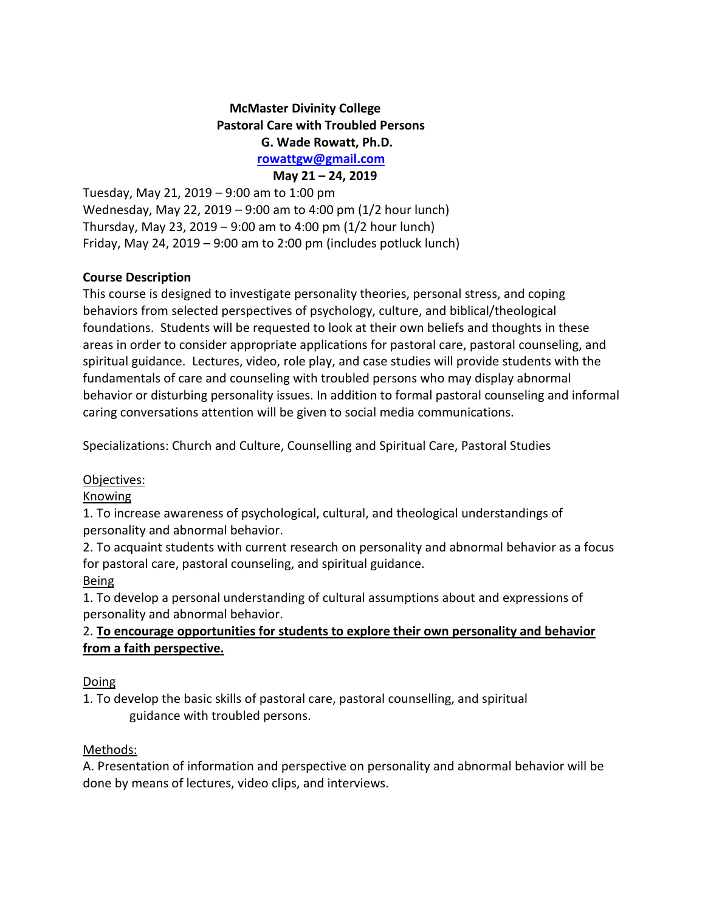**McMaster Divinity College**
**Pastoral Care with Troubled Persons**
**G. Wade Rowatt, Ph.D.**
**[rowattgw@gmail.com](mailto:rowattgw@gmail.com)**
**May 21 – 24, 2019**

Tuesday, May 21, 2019 – 9:00 am to 1:00 pm
Wednesday, May 22, 2019 – 9:00 am to 4:00 pm (1/2 hour lunch)
Thursday, May 23, 2019 – 9:00 am to 4:00 pm (1/2 hour lunch)
Friday, May 24, 2019 – 9:00 am to 2:00 pm (includes potluck lunch)

**Course Description**

This course is designed to investigate personality theories, personal stress, and coping behaviors from selected perspectives of psychology, culture, and biblical/theological foundations. Students will be requested to look at their own beliefs and thoughts in these areas in order to consider appropriate applications for pastoral care, pastoral counseling, and spiritual guidance. Lectures, video, role play, and case studies will provide students with the fundamentals of care and counseling with troubled persons who may display abnormal behavior or disturbing personality issues. In addition to formal pastoral counseling and informal caring conversations attention will be given to social media communications.

Specializations: Church and Culture, Counselling and Spiritual Care, Pastoral Studies

<u>Objectives:</u>

<u>Knowing</u>

1. To increase awareness of psychological, cultural, and theological understandings of personality and abnormal behavior.
2. To acquaint students with current research on personality and abnormal behavior as a focus for pastoral care, pastoral counseling, and spiritual guidance.

<u>Being</u>

1. To develop a personal understanding of cultural assumptions about and expressions of personality and abnormal behavior.
2. **<u>To encourage opportunities for students to explore their own personality and behavior from a faith perspective.</u>**

<u>Doing</u>

1. To develop the basic skills of pastoral care, pastoral counselling, and spiritual guidance with troubled persons.

<u>Methods:</u>

A. Presentation of information and perspective on personality and abnormal behavior will be done by means of lectures, video clips, and interviews.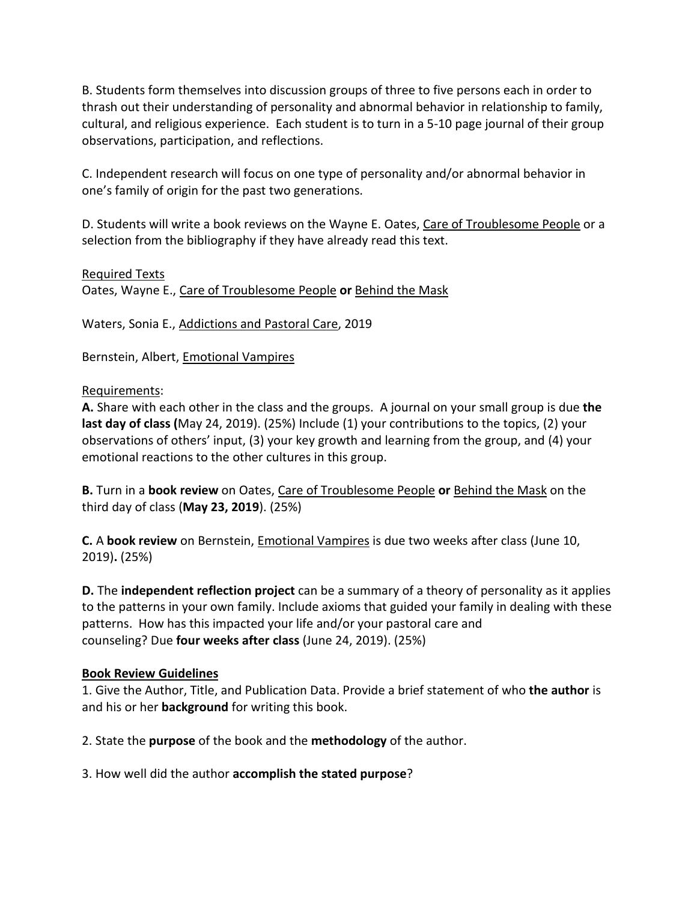B. Students form themselves into discussion groups of three to five persons each in order to thrash out their understanding of personality and abnormal behavior in relationship to family, cultural, and religious experience. Each student is to turn in a 5-10 page journal of their group observations, participation, and reflections.

C. Independent research will focus on one type of personality and/or abnormal behavior in one's family of origin for the past two generations.

D. Students will write a book reviews on the Wayne E. Oates, Care of Troublesome People or a selection from the bibliography if they have already read this text.

Required Texts

Oates, Wayne E., Care of Troublesome People **or** Behind the Mask

Waters, Sonia E., Addictions and Pastoral Care, 2019

Bernstein, Albert, Emotional Vampires

Requirements:

**A.** Share with each other in the class and the groups. A journal on your small group is due **the last day of class (**May 24, 2019). (25%) Include (1) your contributions to the topics, (2) your observations of others' input, (3) your key growth and learning from the group, and (4) your emotional reactions to the other cultures in this group.

**B.** Turn in a **book review** on Oates, Care of Troublesome People **or** Behind the Mask on the third day of class (**May 23, 2019**). (25%)

**C.** A **book review** on Bernstein, Emotional Vampires is due two weeks after class (June 10, 2019)**.** (25%)

**D.** The **independent reflection project** can be a summary of a theory of personality as it applies to the patterns in your own family. Include axioms that guided your family in dealing with these patterns. How has this impacted your life and/or your pastoral care and counseling? Due **four weeks after class** (June 24, 2019). (25%)

**Book Review Guidelines**

1. Give the Author, Title, and Publication Data. Provide a brief statement of who **the author** is and his or her **background** for writing this book.

2. State the **purpose** of the book and the **methodology** of the author.

3. How well did the author **accomplish the stated purpose**?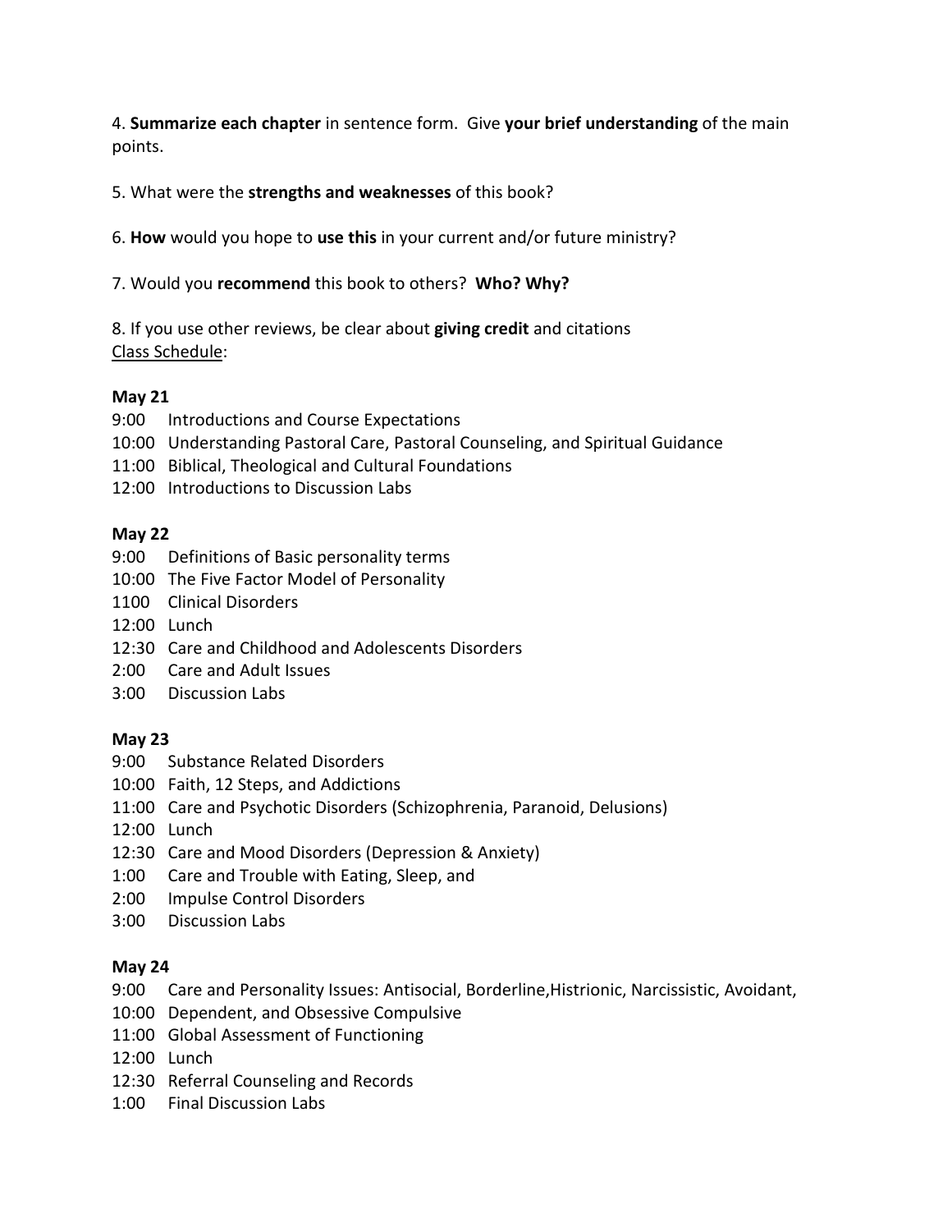4. **Summarize each chapter** in sentence form. Give **your brief understanding** of the main points.

5. What were the **strengths and weaknesses** of this book?

6. **How** would you hope to **use this** in your current and/or future ministry?

7. Would you **recommend** this book to others? **Who? Why?**

8. If you use other reviews, be clear about **giving credit** and citations

<u>Class Schedule</u>:

**May 21**

9:00 Introductions and Course Expectations
10:00 Understanding Pastoral Care, Pastoral Counseling, and Spiritual Guidance
11:00 Biblical, Theological and Cultural Foundations
12:00 Introductions to Discussion Labs

**May 22**

9:00 Definitions of Basic personality terms
10:00 The Five Factor Model of Personality
1100 Clinical Disorders
12:00 Lunch
12:30 Care and Childhood and Adolescents Disorders
2:00 Care and Adult Issues
3:00 Discussion Labs

**May 23**

9:00 Substance Related Disorders
10:00 Faith, 12 Steps, and Addictions
11:00 Care and Psychotic Disorders (Schizophrenia, Paranoid, Delusions)
12:00 Lunch
12:30 Care and Mood Disorders (Depression & Anxiety)
1:00 Care and Trouble with Eating, Sleep, and
2:00 Impulse Control Disorders
3:00 Discussion Labs

**May 24**

9:00 Care and Personality Issues: Antisocial, Borderline,Histrionic, Narcissistic, Avoidant,
10:00 Dependent, and Obsessive Compulsive
11:00 Global Assessment of Functioning
12:00 Lunch
12:30 Referral Counseling and Records
1:00 Final Discussion Labs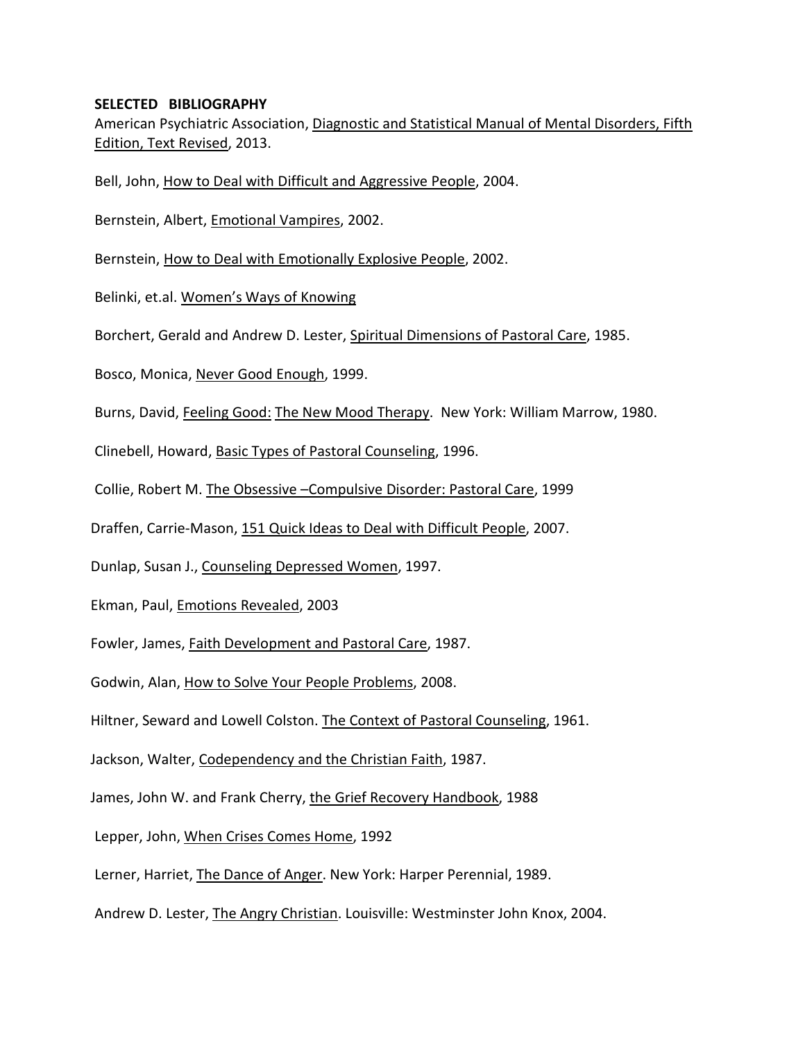**SELECTED BIBLIOGRAPHY**

American Psychiatric Association, Diagnostic and Statistical Manual of Mental Disorders, Fifth Edition, Text Revised, 2013.

Bell, John, How to Deal with Difficult and Aggressive People, 2004.

Bernstein, Albert, Emotional Vampires, 2002.

Bernstein, How to Deal with Emotionally Explosive People, 2002.

Belinki, et.al. Women's Ways of Knowing

Borchert, Gerald and Andrew D. Lester, Spiritual Dimensions of Pastoral Care, 1985.

Bosco, Monica, Never Good Enough, 1999.

Burns, David, Feeling Good: The New Mood Therapy. New York: William Marrow, 1980.

Clinebell, Howard, Basic Types of Pastoral Counseling, 1996.

Collie, Robert M. The Obsessive –Compulsive Disorder: Pastoral Care, 1999

Draffen, Carrie-Mason, 151 Quick Ideas to Deal with Difficult People, 2007.

Dunlap, Susan J., Counseling Depressed Women, 1997.

Ekman, Paul, Emotions Revealed, 2003

Fowler, James, Faith Development and Pastoral Care, 1987.

Godwin, Alan, How to Solve Your People Problems, 2008.

Hiltner, Seward and Lowell Colston. The Context of Pastoral Counseling, 1961.

Jackson, Walter, Codependency and the Christian Faith, 1987.

James, John W. and Frank Cherry, the Grief Recovery Handbook, 1988

Lepper, John, When Crises Comes Home, 1992

Lerner, Harriet, The Dance of Anger. New York: Harper Perennial, 1989.

Andrew D. Lester, The Angry Christian. Louisville: Westminster John Knox, 2004.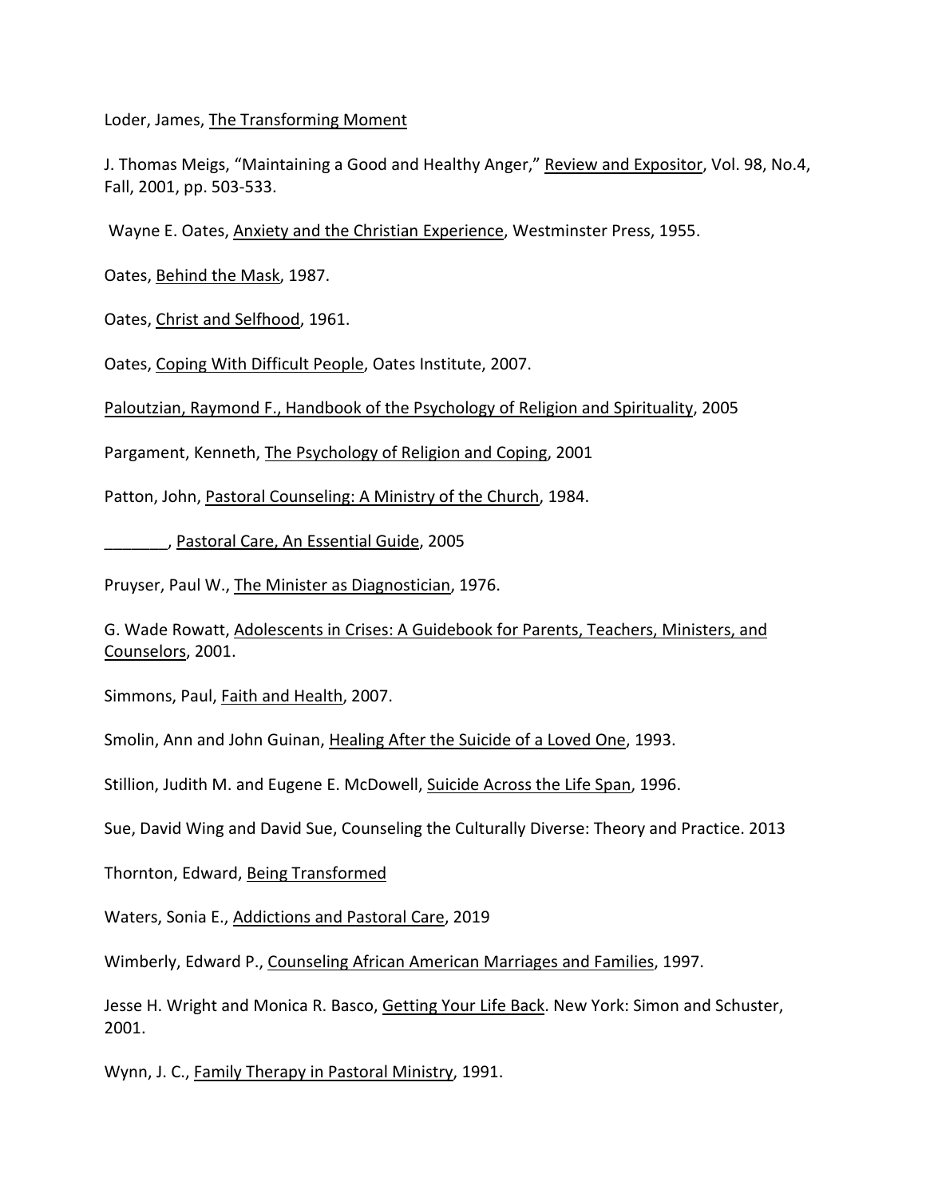Loder, James, The Transforming Moment

J. Thomas Meigs, "Maintaining a Good and Healthy Anger," Review and Expositor, Vol. 98, No.4, Fall, 2001, pp. 503-533.

Wayne E. Oates, Anxiety and the Christian Experience, Westminster Press, 1955.

Oates, Behind the Mask, 1987.

Oates, Christ and Selfhood, 1961.

Oates, Coping With Difficult People, Oates Institute, 2007.

Paloutzian, Raymond F., Handbook of the Psychology of Religion and Spirituality, 2005

Pargament, Kenneth, The Psychology of Religion and Coping, 2001

Patton, John, Pastoral Counseling: A Ministry of the Church, 1984.

_______, Pastoral Care, An Essential Guide, 2005

Pruyser, Paul W., The Minister as Diagnostician, 1976.

G. Wade Rowatt, Adolescents in Crises: A Guidebook for Parents, Teachers, Ministers, and Counselors, 2001.

Simmons, Paul, Faith and Health, 2007.

Smolin, Ann and John Guinan, Healing After the Suicide of a Loved One, 1993.

Stillion, Judith M. and Eugene E. McDowell, Suicide Across the Life Span, 1996.

Sue, David Wing and David Sue, Counseling the Culturally Diverse: Theory and Practice. 2013

Thornton, Edward, Being Transformed

Waters, Sonia E., Addictions and Pastoral Care, 2019

Wimberly, Edward P., Counseling African American Marriages and Families, 1997.

Jesse H. Wright and Monica R. Basco, Getting Your Life Back. New York: Simon and Schuster, 2001.

Wynn, J. C., Family Therapy in Pastoral Ministry, 1991.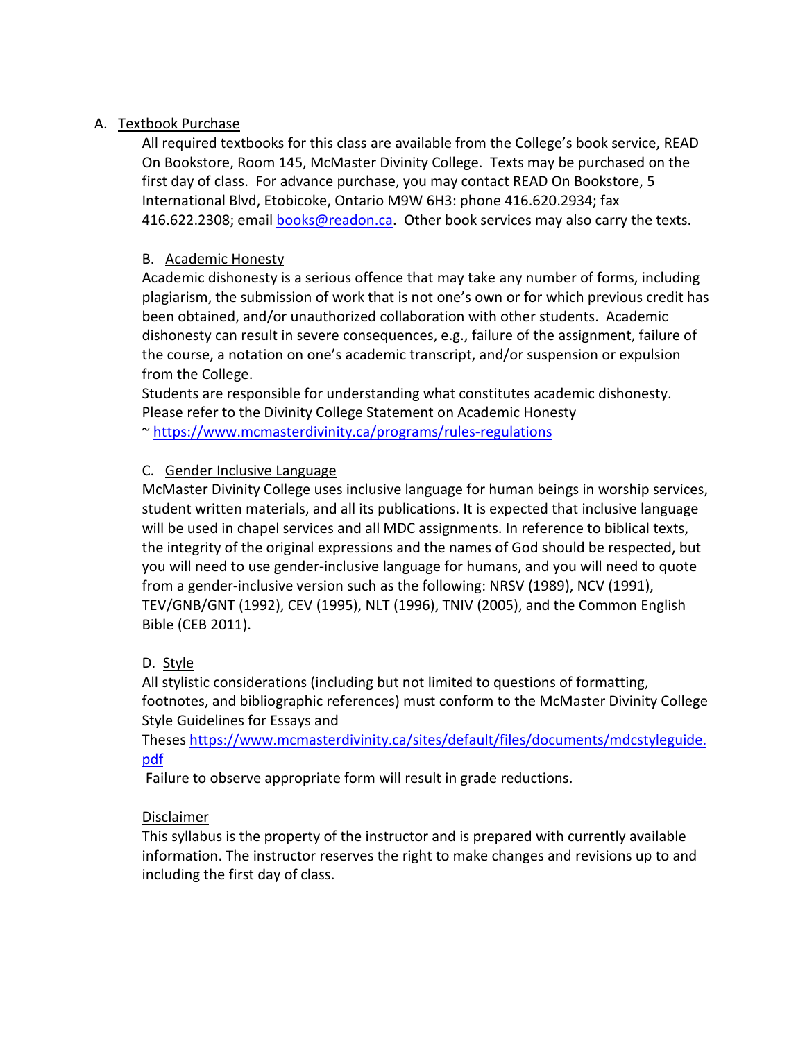A. Textbook Purchase

All required textbooks for this class are available from the College's book service, READ On Bookstore, Room 145, McMaster Divinity College. Texts may be purchased on the first day of class. For advance purchase, you may contact READ On Bookstore, 5 International Blvd, Etobicoke, Ontario M9W 6H3: phone 416.620.2934; fax 416.622.2308; email books@readon.ca. Other book services may also carry the texts.

B. Academic Honesty

Academic dishonesty is a serious offence that may take any number of forms, including plagiarism, the submission of work that is not one's own or for which previous credit has been obtained, and/or unauthorized collaboration with other students. Academic dishonesty can result in severe consequences, e.g., failure of the assignment, failure of the course, a notation on one's academic transcript, and/or suspension or expulsion from the College.

Students are responsible for understanding what constitutes academic dishonesty. Please refer to the Divinity College Statement on Academic Honesty ~ https://www.mcmasterdivinity.ca/programs/rules-regulations

C. Gender Inclusive Language

McMaster Divinity College uses inclusive language for human beings in worship services, student written materials, and all its publications. It is expected that inclusive language will be used in chapel services and all MDC assignments. In reference to biblical texts, the integrity of the original expressions and the names of God should be respected, but you will need to use gender-inclusive language for humans, and you will need to quote from a gender-inclusive version such as the following: NRSV (1989), NCV (1991), TEV/GNB/GNT (1992), CEV (1995), NLT (1996), TNIV (2005), and the Common English Bible (CEB 2011).

D. Style

All stylistic considerations (including but not limited to questions of formatting, footnotes, and bibliographic references) must conform to the McMaster Divinity College Style Guidelines for Essays and Theses https://www.mcmasterdivinity.ca/sites/default/files/documents/mdcstyleguide.pdf

Failure to observe appropriate form will result in grade reductions.

Disclaimer

This syllabus is the property of the instructor and is prepared with currently available information. The instructor reserves the right to make changes and revisions up to and including the first day of class.